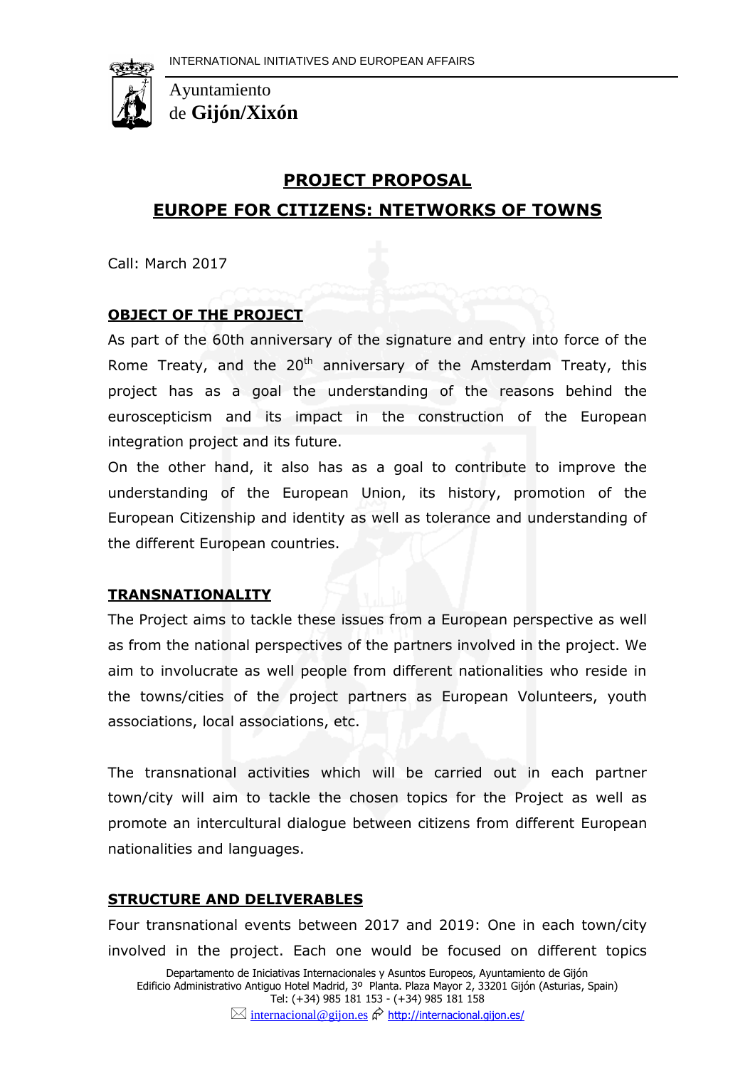INTERNATIONAL INITIATIVES AND EUROPEAN AFFAIRS

Ayuntamiento de **Gijón/Xixón**

# PROJECT PROPOSAL

# EUROPE FOR CITIZENS: NTETWORKS OF TOWNS

Call: March 2017

## OBJECT OF THE PROJECT

As part of the 60th anniversary of the signature and entry into force of the Rome Treaty, and the 20th anniversary of the Amsterdam Treaty, this project has as a goal the understanding of the reasons behind the euroscepticism and its impact in the construction of the European integration project and its future.

On the other hand, it also has as a goal to contribute to improve the understanding of the European Union, its history, promotion of the European Citizenship and identity as well as tolerance and understanding of the different European countries.

## TRANSNATIONALITY

The Project aims to tackle these issues from a European perspective as well as from the national perspectives of the partners involved in the project. We aim to involucrate as well people from different nationalities who reside in the towns/cities of the project partners as European Volunteers, youth associations, local associations, etc.

The transnational activities which will be carried out in each partner town/city will aim to tackle the chosen topics for the Project as well as promote an intercultural dialogue between citizens from different European nationalities and languages.

## STRUCTURE AND DELIVERABLES

Four transnational events between 2017 and 2019: One in each town/city involved in the project. Each one would be focused on different topics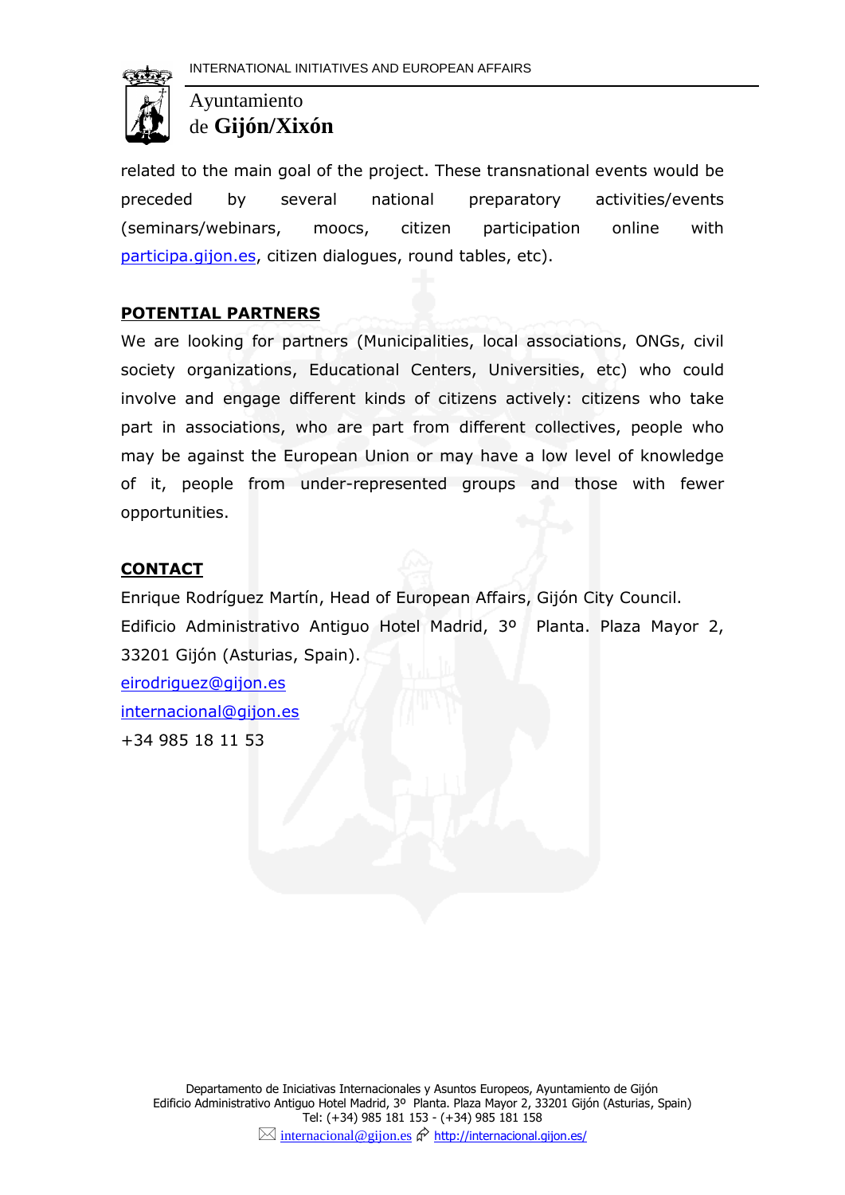related to the main goal of the project. These transnational events would be preceded by several national preparatory activities/events (seminars/webinars, moocs, citizen participation online with participa.gijon.es, citizen dialogues, round tables, etc).

## POTENTIAL PARTNERS

We are looking for partners (Municipalities, local associations, ONGs, civil society organizations, Educational Centers, Universities, etc) who could involve and engage different kinds of citizens actively: citizens who take part in associations, who are part from different collectives, people who may be against the European Union or may have a low level of knowledge of it, people from under-represented groups and those with fewer opportunities.

## CONTACT

Enrique Rodríguez Martín, Head of European Affairs, Gijón City Council.
Edificio Administrativo Antiguo Hotel Madrid, 3º Planta. Plaza Mayor 2, 33201 Gijón (Asturias, Spain).
eirodriguez@gijon.es
internacional@gijon.es
+34 985 18 11 53